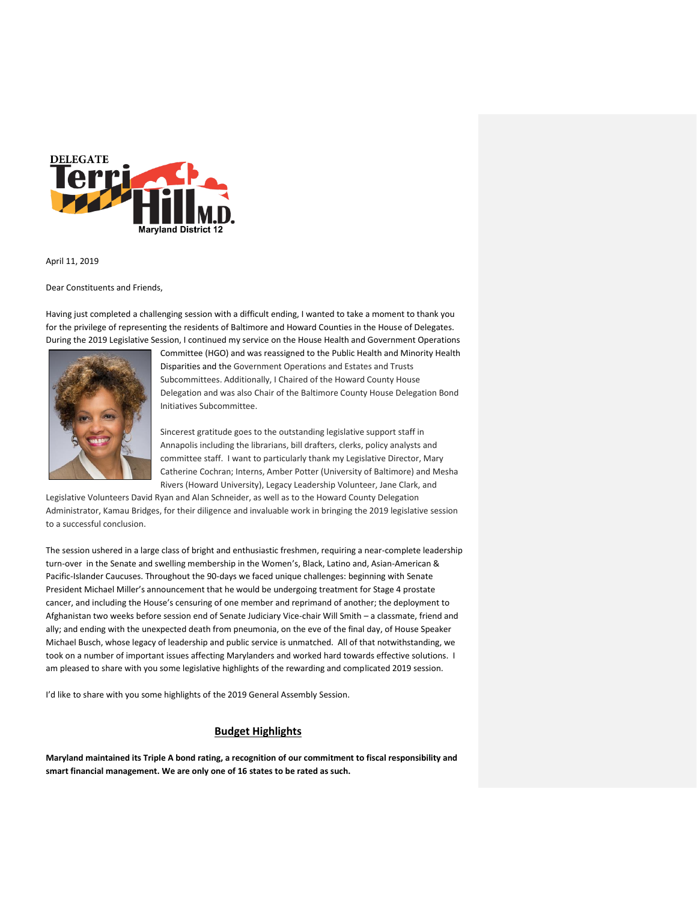DELEGATE Terri Hill M.D.
Maryland District 12

April 11, 2019

Dear Constituents and Friends,

Having just completed a challenging session with a difficult ending, I wanted to take a moment to thank you for the privilege of representing the residents of Baltimore and Howard Counties in the House of Delegates. During the 2019 Legislative Session, I continued my service on the House Health and Government Operations Committee (HGO) and was reassigned to the Public Health and Minority Health Disparities and the Government Operations and Estates and Trusts Subcommittees. Additionally, I Chaired of the Howard County House Delegation and was also Chair of the Baltimore County House Delegation Bond Initiatives Subcommittee.

Sincerest gratitude goes to the outstanding legislative support staff in Annapolis including the librarians, bill drafters, clerks, policy analysts and committee staff. I want to particularly thank my Legislative Director, Mary Catherine Cochran; Interns, Amber Potter (University of Baltimore) and Mesha Rivers (Howard University), Legacy Leadership Volunteer, Jane Clark, and Legislative Volunteers David Ryan and Alan Schneider, as well as to the Howard County Delegation Administrator, Kamau Bridges, for their diligence and invaluable work in bringing the 2019 legislative session to a successful conclusion.

The session ushered in a large class of bright and enthusiastic freshmen, requiring a near-complete leadership turn-over in the Senate and swelling membership in the Women's, Black, Latino and, Asian-American & Pacific-Islander Caucuses. Throughout the 90-days we faced unique challenges: beginning with Senate President Michael Miller's announcement that he would be undergoing treatment for Stage 4 prostate cancer, and including the House's censuring of one member and reprimand of another; the deployment to Afghanistan two weeks before session end of Senate Judiciary Vice-chair Will Smith – a classmate, friend and ally; and ending with the unexpected death from pneumonia, on the eve of the final day, of House Speaker Michael Busch, whose legacy of leadership and public service is unmatched. All of that notwithstanding, we took on a number of important issues affecting Marylanders and worked hard towards effective solutions. I am pleased to share with you some legislative highlights of the rewarding and complicated 2019 session.

I'd like to share with you some highlights of the 2019 General Assembly Session.

## Budget Highlights

**Maryland maintained its Triple A bond rating, a recognition of our commitment to fiscal responsibility and smart financial management. We are only one of 16 states to be rated as such.**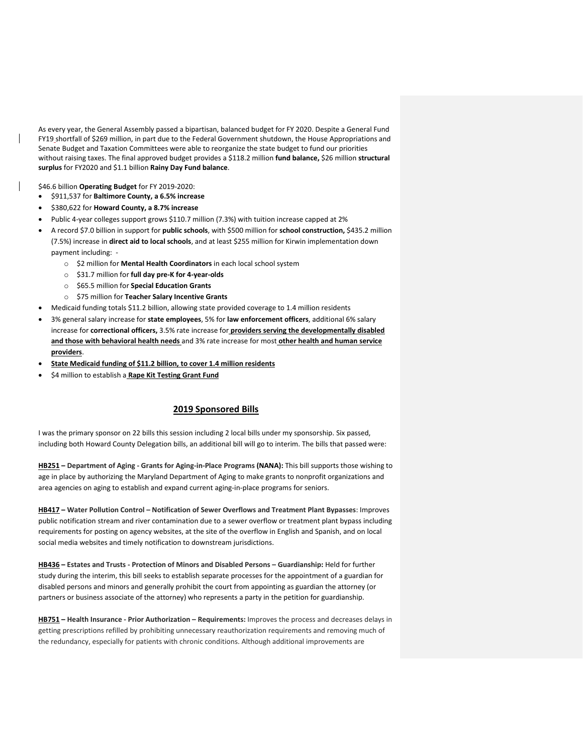As every year, the General Assembly passed a bipartisan, balanced budget for FY 2020. Despite a General Fund FY19 shortfall of $269 million, in part due to the Federal Government shutdown, the House Appropriations and Senate Budget and Taxation Committees were able to reorganize the state budget to fund our priorities without raising taxes. The final approved budget provides a $118.2 million **fund balance,** $26 million **structural surplus** for FY2020 and $1.1 billion **Rainy Day Fund balance**.

$46.6 billion **Operating Budget** for FY 2019-2020:

- $911,537 for **Baltimore County, a 6.5% increase**
- $380,622 for **Howard County, a 8.7% increase**
- Public 4-year colleges support grows $110.7 million (7.3%) with tuition increase capped at 2%
- A record $7.0 billion in support for **public schools**, with $500 million for **school construction,** $435.2 million (7.5%) increase in **direct aid to local schools**, and at least $255 million for Kirwin implementation down payment including: -
    - $2 million for **Mental Health Coordinators** in each local school system
    - $31.7 million for **full day pre-K for 4-year-olds**
    - $65.5 million for **Special Education Grants**
    - $75 million for **Teacher Salary Incentive Grants**
- Medicaid funding totals $11.2 billion, allowing state provided coverage to 1.4 million residents
- 3% general salary increase for **state employees**, 5% for **law enforcement officers**, additional 6% salary increase for **correctional officers,** 3.5% rate increase for **providers serving the developmentally disabled and those with behavioral health needs** and 3% rate increase for most **other health and human service providers**.
- **State Medicaid funding of $11.2 billion, to cover 1.4 million residents**
- $4 million to establish a **Rape Kit Testing Grant Fund**

## 2019 Sponsored Bills

I was the primary sponsor on 22 bills this session including 2 local bills under my sponsorship. Six passed, including both Howard County Delegation bills, an additional bill will go to interim. The bills that passed were:

**HB251 – Department of Aging - Grants for Aging-in-Place Programs (NANA):** This bill supports those wishing to age in place by authorizing the Maryland Department of Aging to make grants to nonprofit organizations and area agencies on aging to establish and expand current aging-in-place programs for seniors.

**HB417 – Water Pollution Control – Notification of Sewer Overflows and Treatment Plant Bypasses**: Improves public notification stream and river contamination due to a sewer overflow or treatment plant bypass including requirements for posting on agency websites, at the site of the overflow in English and Spanish, and on local social media websites and timely notification to downstream jurisdictions.

**HB436 – Estates and Trusts - Protection of Minors and Disabled Persons – Guardianship:** Held for further study during the interim, this bill seeks to establish separate processes for the appointment of a guardian for disabled persons and minors and generally prohibit the court from appointing as guardian the attorney (or partners or business associate of the attorney) who represents a party in the petition for guardianship.

**HB751 – Health Insurance - Prior Authorization – Requirements:** Improves the process and decreases delays in getting prescriptions refilled by prohibiting unnecessary reauthorization requirements and removing much of the redundancy, especially for patients with chronic conditions. Although additional improvements are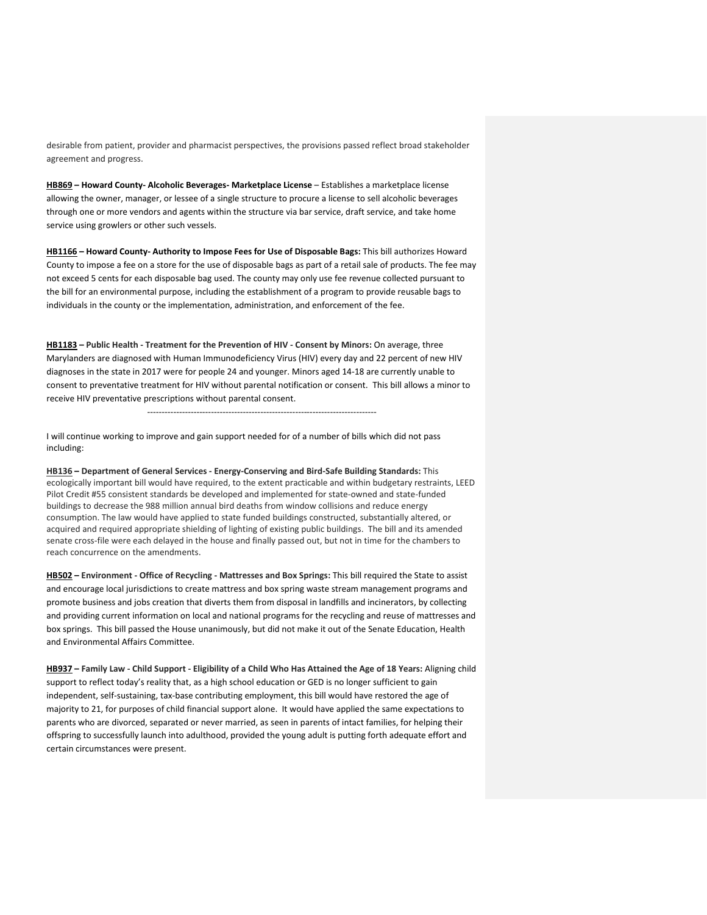desirable from patient, provider and pharmacist perspectives, the provisions passed reflect broad stakeholder agreement and progress.

**HB869 – Howard County- Alcoholic Beverages- Marketplace License** – Establishes a marketplace license allowing the owner, manager, or lessee of a single structure to procure a license to sell alcoholic beverages through one or more vendors and agents within the structure via bar service, draft service, and take home service using growlers or other such vessels.

**HB1166 – Howard County- Authority to Impose Fees for Use of Disposable Bags:** This bill authorizes Howard County to impose a fee on a store for the use of disposable bags as part of a retail sale of products. The fee may not exceed 5 cents for each disposable bag used. The county may only use fee revenue collected pursuant to the bill for an environmental purpose, including the establishment of a program to provide reusable bags to individuals in the county or the implementation, administration, and enforcement of the fee.

**HB1183 – Public Health - Treatment for the Prevention of HIV - Consent by Minors:** On average, three Marylanders are diagnosed with Human Immunodeficiency Virus (HIV) every day and 22 percent of new HIV diagnoses in the state in 2017 were for people 24 and younger. Minors aged 14-18 are currently unable to consent to preventative treatment for HIV without parental notification or consent. This bill allows a minor to receive HIV preventative prescriptions without parental consent.

------------------------------------------------------------------------------

I will continue working to improve and gain support needed for of a number of bills which did not pass including:

**HB136 – Department of General Services - Energy-Conserving and Bird-Safe Building Standards:** This ecologically important bill would have required, to the extent practicable and within budgetary restraints, LEED Pilot Credit #55 consistent standards be developed and implemented for state-owned and state-funded buildings to decrease the 988 million annual bird deaths from window collisions and reduce energy consumption. The law would have applied to state funded buildings constructed, substantially altered, or acquired and required appropriate shielding of lighting of existing public buildings. The bill and its amended senate cross-file were each delayed in the house and finally passed out, but not in time for the chambers to reach concurrence on the amendments.

**HB502 – Environment - Office of Recycling - Mattresses and Box Springs:** This bill required the State to assist and encourage local jurisdictions to create mattress and box spring waste stream management programs and promote business and jobs creation that diverts them from disposal in landfills and incinerators, by collecting and providing current information on local and national programs for the recycling and reuse of mattresses and box springs. This bill passed the House unanimously, but did not make it out of the Senate Education, Health and Environmental Affairs Committee.

**HB937 – Family Law - Child Support - Eligibility of a Child Who Has Attained the Age of 18 Years:** Aligning child support to reflect today's reality that, as a high school education or GED is no longer sufficient to gain independent, self-sustaining, tax-base contributing employment, this bill would have restored the age of majority to 21, for purposes of child financial support alone. It would have applied the same expectations to parents who are divorced, separated or never married, as seen in parents of intact families, for helping their offspring to successfully launch into adulthood, provided the young adult is putting forth adequate effort and certain circumstances were present.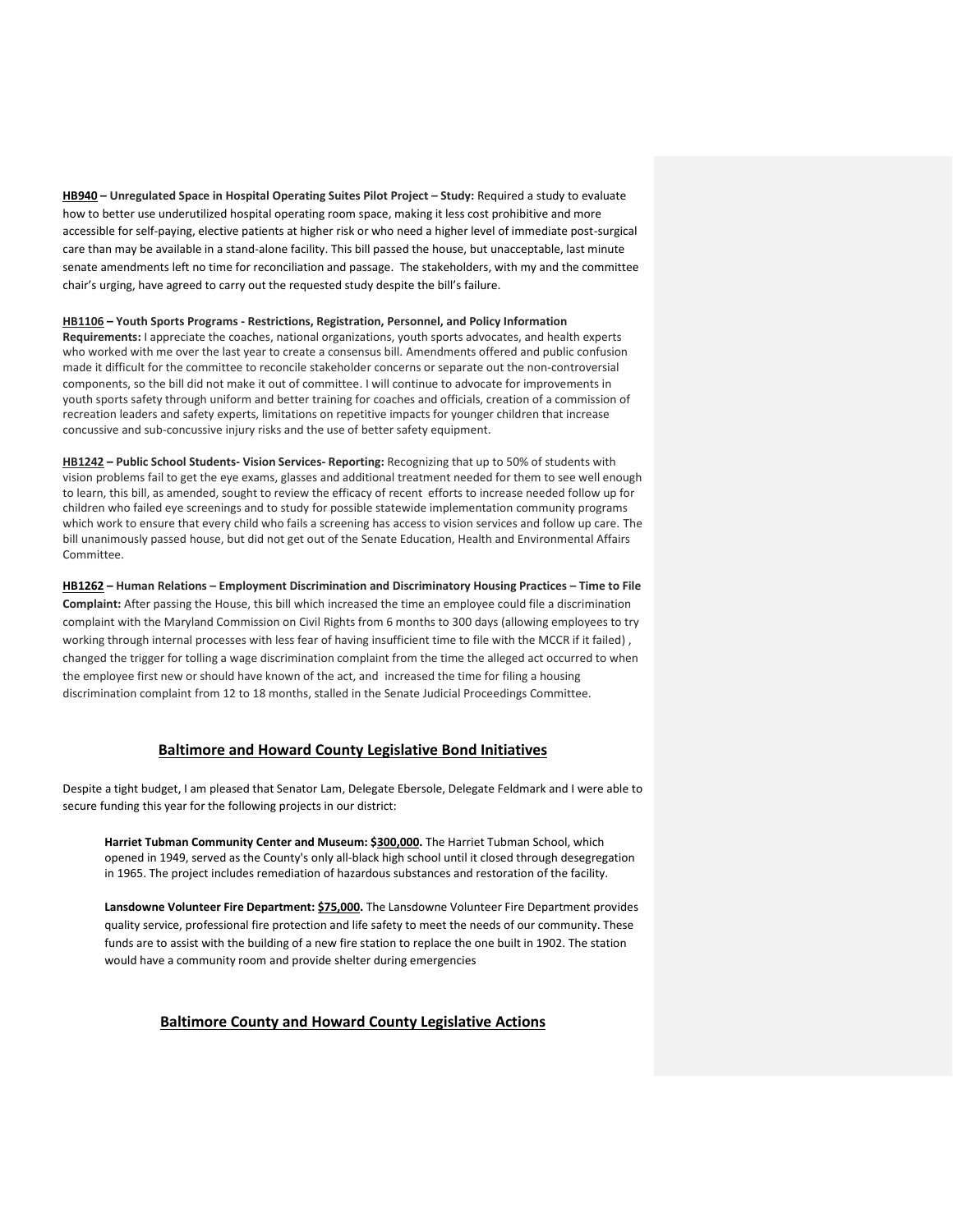**HB940 – Unregulated Space in Hospital Operating Suites Pilot Project – Study:** Required a study to evaluate how to better use underutilized hospital operating room space, making it less cost prohibitive and more accessible for self-paying, elective patients at higher risk or who need a higher level of immediate post-surgical care than may be available in a stand-alone facility. This bill passed the house, but unacceptable, last minute senate amendments left no time for reconciliation and passage. The stakeholders, with my and the committee chair's urging, have agreed to carry out the requested study despite the bill's failure.

**HB1106 – Youth Sports Programs - Restrictions, Registration, Personnel, and Policy Information Requirements:** I appreciate the coaches, national organizations, youth sports advocates, and health experts who worked with me over the last year to create a consensus bill. Amendments offered and public confusion made it difficult for the committee to reconcile stakeholder concerns or separate out the non-controversial components, so the bill did not make it out of committee. I will continue to advocate for improvements in youth sports safety through uniform and better training for coaches and officials, creation of a commission of recreation leaders and safety experts, limitations on repetitive impacts for younger children that increase concussive and sub-concussive injury risks and the use of better safety equipment.

**HB1242 – Public School Students- Vision Services- Reporting:** Recognizing that up to 50% of students with vision problems fail to get the eye exams, glasses and additional treatment needed for them to see well enough to learn, this bill, as amended, sought to review the efficacy of recent efforts to increase needed follow up for children who failed eye screenings and to study for possible statewide implementation community programs which work to ensure that every child who fails a screening has access to vision services and follow up care. The bill unanimously passed house, but did not get out of the Senate Education, Health and Environmental Affairs Committee.

**HB1262 – Human Relations – Employment Discrimination and Discriminatory Housing Practices – Time to File Complaint:** After passing the House, this bill which increased the time an employee could file a discrimination complaint with the Maryland Commission on Civil Rights from 6 months to 300 days (allowing employees to try working through internal processes with less fear of having insufficient time to file with the MCCR if it failed) , changed the trigger for tolling a wage discrimination complaint from the time the alleged act occurred to when the employee first new or should have known of the act, and increased the time for filing a housing discrimination complaint from 12 to 18 months, stalled in the Senate Judicial Proceedings Committee.

## Baltimore and Howard County Legislative Bond Initiatives

Despite a tight budget, I am pleased that Senator Lam, Delegate Ebersole, Delegate Feldmark and I were able to secure funding this year for the following projects in our district:

**Harriet Tubman Community Center and Museum: $300,000.** The Harriet Tubman School, which opened in 1949, served as the County's only all-black high school until it closed through desegregation in 1965. The project includes remediation of hazardous substances and restoration of the facility.

**Lansdowne Volunteer Fire Department: $75,000.** The Lansdowne Volunteer Fire Department provides quality service, professional fire protection and life safety to meet the needs of our community. These funds are to assist with the building of a new fire station to replace the one built in 1902. The station would have a community room and provide shelter during emergencies

## Baltimore County and Howard County Legislative Actions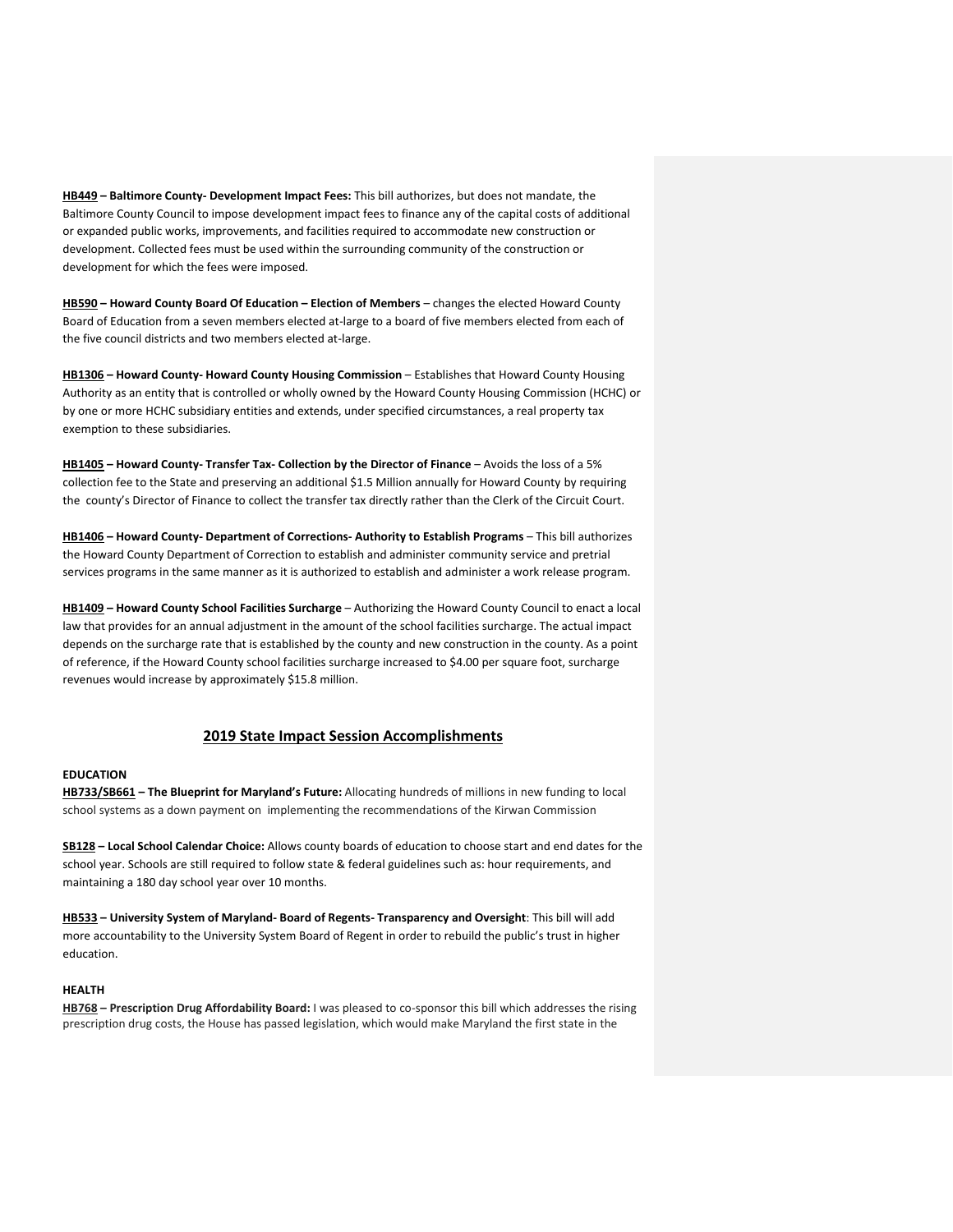**HB449 – Baltimore County- Development Impact Fees:** This bill authorizes, but does not mandate, the Baltimore County Council to impose development impact fees to finance any of the capital costs of additional or expanded public works, improvements, and facilities required to accommodate new construction or development. Collected fees must be used within the surrounding community of the construction or development for which the fees were imposed.

**HB590 – Howard County Board Of Education – Election of Members** – changes the elected Howard County Board of Education from a seven members elected at-large to a board of five members elected from each of the five council districts and two members elected at-large.

**HB1306 – Howard County- Howard County Housing Commission** – Establishes that Howard County Housing Authority as an entity that is controlled or wholly owned by the Howard County Housing Commission (HCHC) or by one or more HCHC subsidiary entities and extends, under specified circumstances, a real property tax exemption to these subsidiaries.

**HB1405 – Howard County- Transfer Tax- Collection by the Director of Finance** – Avoids the loss of a 5% collection fee to the State and preserving an additional $1.5 Million annually for Howard County by requiring the county's Director of Finance to collect the transfer tax directly rather than the Clerk of the Circuit Court.

**HB1406 – Howard County- Department of Corrections- Authority to Establish Programs** – This bill authorizes the Howard County Department of Correction to establish and administer community service and pretrial services programs in the same manner as it is authorized to establish and administer a work release program.

**HB1409 – Howard County School Facilities Surcharge** – Authorizing the Howard County Council to enact a local law that provides for an annual adjustment in the amount of the school facilities surcharge. The actual impact depends on the surcharge rate that is established by the county and new construction in the county. As a point of reference, if the Howard County school facilities surcharge increased to $4.00 per square foot, surcharge revenues would increase by approximately $15.8 million.

## 2019 State Impact Session Accomplishments

**EDUCATION**

**HB733/SB661 – The Blueprint for Maryland's Future:** Allocating hundreds of millions in new funding to local school systems as a down payment on implementing the recommendations of the Kirwan Commission

**SB128 – Local School Calendar Choice:** Allows county boards of education to choose start and end dates for the school year. Schools are still required to follow state & federal guidelines such as: hour requirements, and maintaining a 180 day school year over 10 months.

**HB533 – University System of Maryland- Board of Regents- Transparency and Oversight**: This bill will add more accountability to the University System Board of Regent in order to rebuild the public's trust in higher education.

**HEALTH**

**HB768 – Prescription Drug Affordability Board:** I was pleased to co-sponsor this bill which addresses the rising prescription drug costs, the House has passed legislation, which would make Maryland the first state in the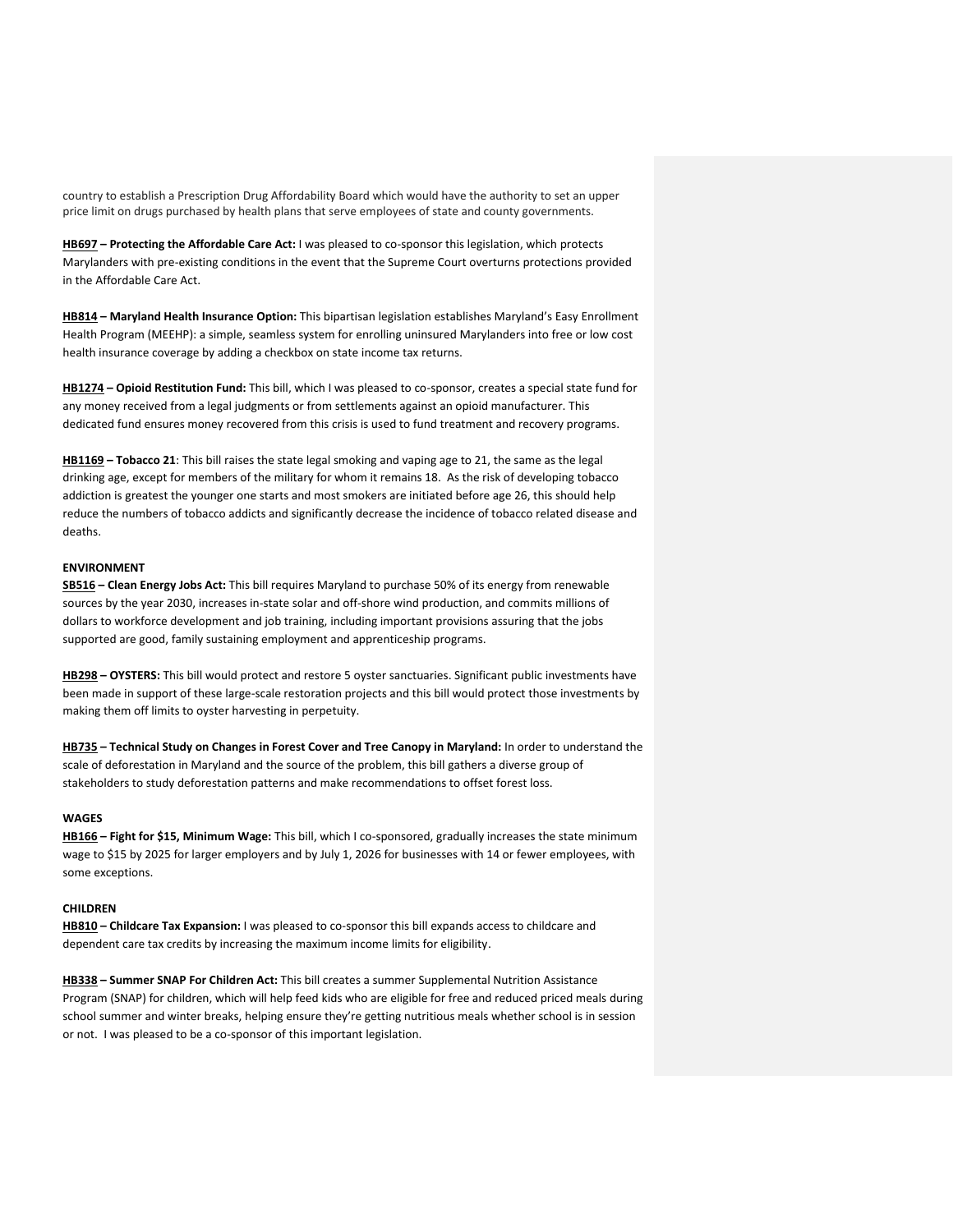country to establish a Prescription Drug Affordability Board which would have the authority to set an upper price limit on drugs purchased by health plans that serve employees of state and county governments.

**HB697 – Protecting the Affordable Care Act:** I was pleased to co-sponsor this legislation, which protects Marylanders with pre-existing conditions in the event that the Supreme Court overturns protections provided in the Affordable Care Act.

**HB814 – Maryland Health Insurance Option:** This bipartisan legislation establishes Maryland's Easy Enrollment Health Program (MEEHP): a simple, seamless system for enrolling uninsured Marylanders into free or low cost health insurance coverage by adding a checkbox on state income tax returns.

**HB1274 – Opioid Restitution Fund:** This bill, which I was pleased to co-sponsor, creates a special state fund for any money received from a legal judgments or from settlements against an opioid manufacturer. This dedicated fund ensures money recovered from this crisis is used to fund treatment and recovery programs.

**HB1169 – Tobacco 21**: This bill raises the state legal smoking and vaping age to 21, the same as the legal drinking age, except for members of the military for whom it remains 18. As the risk of developing tobacco addiction is greatest the younger one starts and most smokers are initiated before age 26, this should help reduce the numbers of tobacco addicts and significantly decrease the incidence of tobacco related disease and deaths.

**ENVIRONMENT**

**SB516 – Clean Energy Jobs Act:** This bill requires Maryland to purchase 50% of its energy from renewable sources by the year 2030, increases in-state solar and off-shore wind production, and commits millions of dollars to workforce development and job training, including important provisions assuring that the jobs supported are good, family sustaining employment and apprenticeship programs.

**HB298 – OYSTERS:** This bill would protect and restore 5 oyster sanctuaries. Significant public investments have been made in support of these large-scale restoration projects and this bill would protect those investments by making them off limits to oyster harvesting in perpetuity.

**HB735 – Technical Study on Changes in Forest Cover and Tree Canopy in Maryland:** In order to understand the scale of deforestation in Maryland and the source of the problem, this bill gathers a diverse group of stakeholders to study deforestation patterns and make recommendations to offset forest loss.

**WAGES**

**HB166 – Fight for $15, Minimum Wage:** This bill, which I co-sponsored, gradually increases the state minimum wage to $15 by 2025 for larger employers and by July 1, 2026 for businesses with 14 or fewer employees, with some exceptions.

**CHILDREN**

**HB810 – Childcare Tax Expansion:** I was pleased to co-sponsor this bill expands access to childcare and dependent care tax credits by increasing the maximum income limits for eligibility.

**HB338 – Summer SNAP For Children Act:** This bill creates a summer Supplemental Nutrition Assistance Program (SNAP) for children, which will help feed kids who are eligible for free and reduced priced meals during school summer and winter breaks, helping ensure they're getting nutritious meals whether school is in session or not. I was pleased to be a co-sponsor of this important legislation.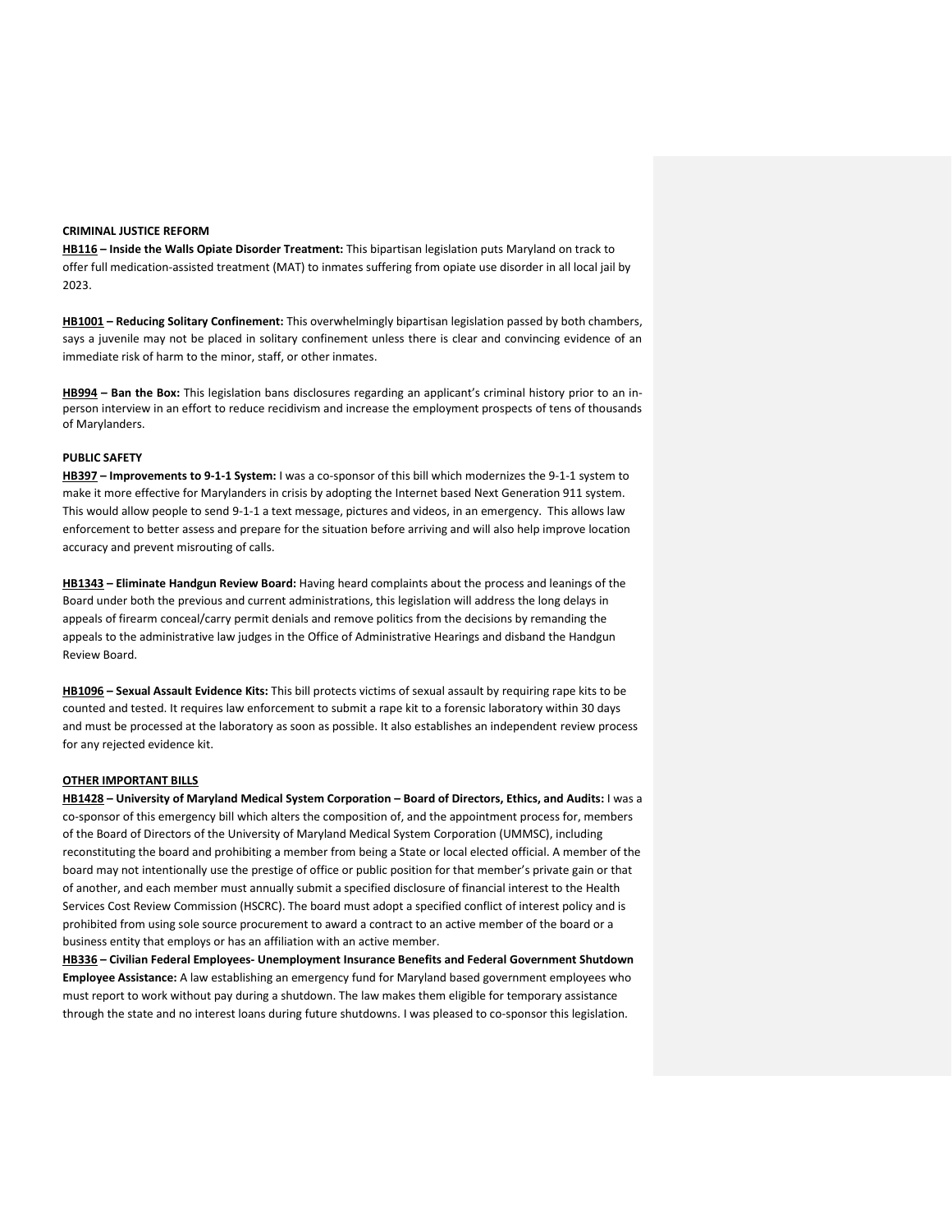**CRIMINAL JUSTICE REFORM**

**HB116 – Inside the Walls Opiate Disorder Treatment:** This bipartisan legislation puts Maryland on track to offer full medication-assisted treatment (MAT) to inmates suffering from opiate use disorder in all local jail by 2023.

**HB1001 – Reducing Solitary Confinement:** This overwhelmingly bipartisan legislation passed by both chambers, says a juvenile may not be placed in solitary confinement unless there is clear and convincing evidence of an immediate risk of harm to the minor, staff, or other inmates.

**HB994 – Ban the Box:** This legislation bans disclosures regarding an applicant's criminal history prior to an in-person interview in an effort to reduce recidivism and increase the employment prospects of tens of thousands of Marylanders.

**PUBLIC SAFETY**

**HB397 – Improvements to 9-1-1 System:** I was a co-sponsor of this bill which modernizes the 9-1-1 system to make it more effective for Marylanders in crisis by adopting the Internet based Next Generation 911 system. This would allow people to send 9-1-1 a text message, pictures and videos, in an emergency. This allows law enforcement to better assess and prepare for the situation before arriving and will also help improve location accuracy and prevent misrouting of calls.

**HB1343 – Eliminate Handgun Review Board:** Having heard complaints about the process and leanings of the Board under both the previous and current administrations, this legislation will address the long delays in appeals of firearm conceal/carry permit denials and remove politics from the decisions by remanding the appeals to the administrative law judges in the Office of Administrative Hearings and disband the Handgun Review Board.

**HB1096 – Sexual Assault Evidence Kits:** This bill protects victims of sexual assault by requiring rape kits to be counted and tested. It requires law enforcement to submit a rape kit to a forensic laboratory within 30 days and must be processed at the laboratory as soon as possible. It also establishes an independent review process for any rejected evidence kit.

**OTHER IMPORTANT BILLS**

**HB1428 – University of Maryland Medical System Corporation – Board of Directors, Ethics, and Audits:** I was a co-sponsor of this emergency bill which alters the composition of, and the appointment process for, members of the Board of Directors of the University of Maryland Medical System Corporation (UMMSC), including reconstituting the board and prohibiting a member from being a State or local elected official. A member of the board may not intentionally use the prestige of office or public position for that member's private gain or that of another, and each member must annually submit a specified disclosure of financial interest to the Health Services Cost Review Commission (HSCRC). The board must adopt a specified conflict of interest policy and is prohibited from using sole source procurement to award a contract to an active member of the board or a business entity that employs or has an affiliation with an active member.

**HB336 – Civilian Federal Employees- Unemployment Insurance Benefits and Federal Government Shutdown Employee Assistance:** A law establishing an emergency fund for Maryland based government employees who must report to work without pay during a shutdown. The law makes them eligible for temporary assistance through the state and no interest loans during future shutdowns. I was pleased to co-sponsor this legislation.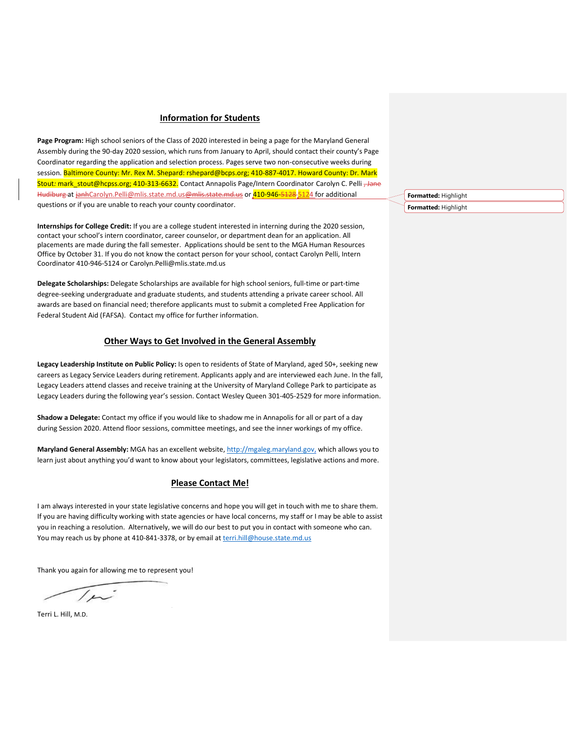## Information for Students

**Page Program:** High school seniors of the Class of 2020 interested in being a page for the Maryland General Assembly during the 90-day 2020 session, which runs from January to April, should contact their county's Page Coordinator regarding the application and selection process. Pages serve two non-consecutive weeks during session. Baltimore County: Mr. Rex M. Shepard: rshepard@bcps.org; 410-887-4017. Howard County: Dr. Mark Stout: mark_stout@hcpss.org; 410-313-6632. Contact Annapolis Page/Intern Coordinator Carolyn C. Pelli ~~, Jane Hudiburg~~ at ~~janh~~Carolyn.Pelli@mlis.state.md.us~~@mlis.state.md.us~~ or 410-946-~~5128~~ 5124 for additional questions or if you are unable to reach your county coordinator.

**Formatted:** Highlight

**Formatted:** Highlight

**Internships for College Credit:** If you are a college student interested in interning during the 2020 session, contact your school's intern coordinator, career counselor, or department dean for an application. All placements are made during the fall semester. Applications should be sent to the MGA Human Resources Office by October 31. If you do not know the contact person for your school, contact Carolyn Pelli, Intern Coordinator 410-946-5124 or Carolyn.Pelli@mlis.state.md.us

**Delegate Scholarships:** Delegate Scholarships are available for high school seniors, full-time or part-time degree-seeking undergraduate and graduate students, and students attending a private career school. All awards are based on financial need; therefore applicants must to submit a completed Free Application for Federal Student Aid (FAFSA). Contact my office for further information.

## Other Ways to Get Involved in the General Assembly

**Legacy Leadership Institute on Public Policy:** Is open to residents of State of Maryland, aged 50+, seeking new careers as Legacy Service Leaders during retirement. Applicants apply and are interviewed each June. In the fall, Legacy Leaders attend classes and receive training at the University of Maryland College Park to participate as Legacy Leaders during the following year's session. Contact Wesley Queen 301-405-2529 for more information.

**Shadow a Delegate:** Contact my office if you would like to shadow me in Annapolis for all or part of a day during Session 2020. Attend floor sessions, committee meetings, and see the inner workings of my office.

**Maryland General Assembly:** MGA has an excellent website, http://mgaleg.maryland.gov, which allows you to learn just about anything you'd want to know about your legislators, committees, legislative actions and more.

## Please Contact Me!

I am always interested in your state legislative concerns and hope you will get in touch with me to share them. If you are having difficulty working with state agencies or have local concerns, my staff or I may be able to assist you in reaching a resolution. Alternatively, we will do our best to put you in contact with someone who can. You may reach us by phone at 410-841-3378, or by email at terri.hill@house.state.md.us

Thank you again for allowing me to represent you!

Terri L. Hill, M.D.